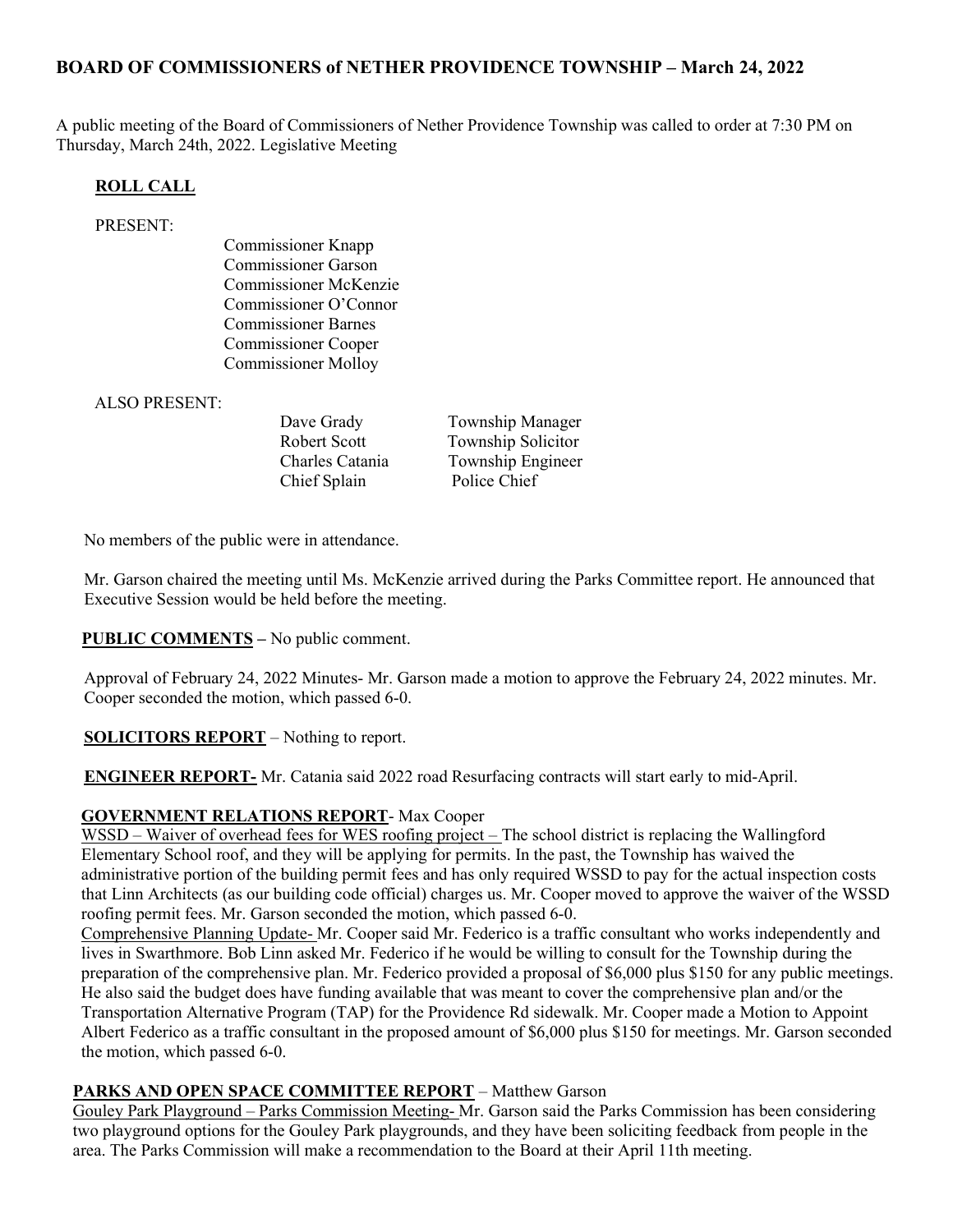# BOARD OF COMMISSIONERS of NETHER PROVIDENCE TOWNSHIP – March 24, 2022

A public meeting of the Board of Commissioners of Nether Providence Township was called to order at 7:30 PM on Thursday, March 24th, 2022. Legislative Meeting

## ROLL CALL

PRESENT:

Commissioner Knapp
Commissioner Garson
Commissioner McKenzie
Commissioner O'Connor
Commissioner Barnes
Commissioner Cooper
Commissioner Molloy

ALSO PRESENT:

| | |
|---|---|
| Dave Grady | Township Manager |
| Robert Scott | Township Solicitor |
| Charles Catania | Township Engineer |
| Chief Splain | Police Chief |

No members of the public were in attendance.

Mr. Garson chaired the meeting until Ms. McKenzie arrived during the Parks Committee report. He announced that Executive Session would be held before the meeting.

**PUBLIC COMMENTS** – No public comment.

Approval of February 24, 2022 Minutes- Mr. Garson made a motion to approve the February 24, 2022 minutes. Mr. Cooper seconded the motion, which passed 6-0.

**SOLICITORS REPORT** – Nothing to report.

**ENGINEER REPORT-** Mr. Catania said 2022 road Resurfacing contracts will start early to mid-April.

**GOVERNMENT RELATIONS REPORT**- Max Cooper

WSSD – Waiver of overhead fees for WES roofing project – The school district is replacing the Wallingford Elementary School roof, and they will be applying for permits. In the past, the Township has waived the administrative portion of the building permit fees and has only required WSSD to pay for the actual inspection costs that Linn Architects (as our building code official) charges us. Mr. Cooper moved to approve the waiver of the WSSD roofing permit fees. Mr. Garson seconded the motion, which passed 6-0.

Comprehensive Planning Update- Mr. Cooper said Mr. Federico is a traffic consultant who works independently and lives in Swarthmore. Bob Linn asked Mr. Federico if he would be willing to consult for the Township during the preparation of the comprehensive plan. Mr. Federico provided a proposal of $6,000 plus $150 for any public meetings. He also said the budget does have funding available that was meant to cover the comprehensive plan and/or the Transportation Alternative Program (TAP) for the Providence Rd sidewalk. Mr. Cooper made a Motion to Appoint Albert Federico as a traffic consultant in the proposed amount of $6,000 plus $150 for meetings. Mr. Garson seconded the motion, which passed 6-0.

**PARKS AND OPEN SPACE COMMITTEE REPORT** – Matthew Garson

Gouley Park Playground – Parks Commission Meeting- Mr. Garson said the Parks Commission has been considering two playground options for the Gouley Park playgrounds, and they have been soliciting feedback from people in the area. The Parks Commission will make a recommendation to the Board at their April 11th meeting.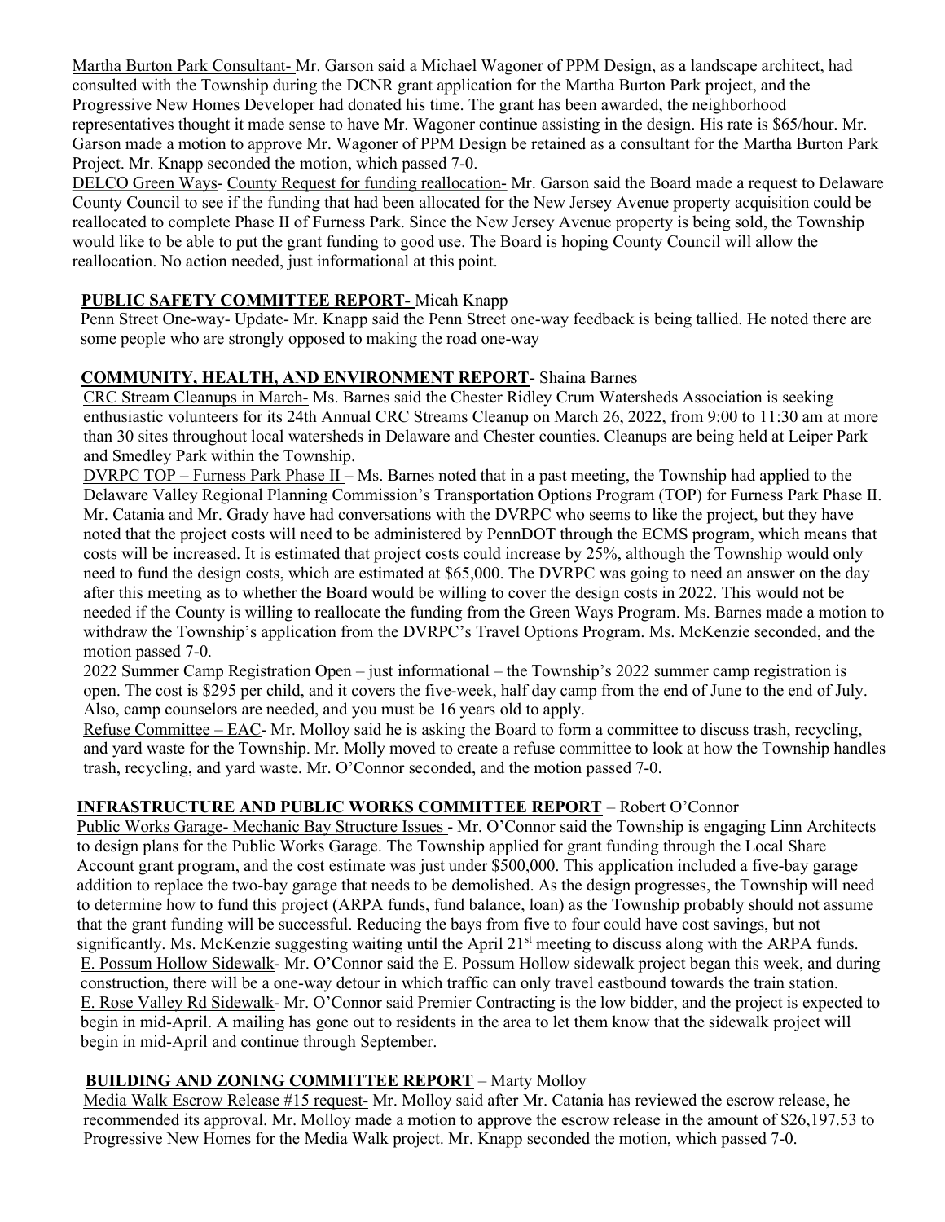Martha Burton Park Consultant- Mr. Garson said a Michael Wagoner of PPM Design, as a landscape architect, had consulted with the Township during the DCNR grant application for the Martha Burton Park project, and the Progressive New Homes Developer had donated his time. The grant has been awarded, the neighborhood representatives thought it made sense to have Mr. Wagoner continue assisting in the design. His rate is $65/hour. Mr. Garson made a motion to approve Mr. Wagoner of PPM Design be retained as a consultant for the Martha Burton Park Project. Mr. Knapp seconded the motion, which passed 7-0.

DELCO Green Ways- County Request for funding reallocation- Mr. Garson said the Board made a request to Delaware County Council to see if the funding that had been allocated for the New Jersey Avenue property acquisition could be reallocated to complete Phase II of Furness Park. Since the New Jersey Avenue property is being sold, the Township would like to be able to put the grant funding to good use. The Board is hoping County Council will allow the reallocation. No action needed, just informational at this point.

**PUBLIC SAFETY COMMITTEE REPORT-** Micah Knapp

Penn Street One-way- Update- Mr. Knapp said the Penn Street one-way feedback is being tallied. He noted there are some people who are strongly opposed to making the road one-way

**COMMUNITY, HEALTH, AND ENVIRONMENT REPORT**- Shaina Barnes

CRC Stream Cleanups in March- Ms. Barnes said the Chester Ridley Crum Watersheds Association is seeking enthusiastic volunteers for its 24th Annual CRC Streams Cleanup on March 26, 2022, from 9:00 to 11:30 am at more than 30 sites throughout local watersheds in Delaware and Chester counties. Cleanups are being held at Leiper Park and Smedley Park within the Township.

DVRPC TOP – Furness Park Phase II – Ms. Barnes noted that in a past meeting, the Township had applied to the Delaware Valley Regional Planning Commission's Transportation Options Program (TOP) for Furness Park Phase II. Mr. Catania and Mr. Grady have had conversations with the DVRPC who seems to like the project, but they have noted that the project costs will need to be administered by PennDOT through the ECMS program, which means that costs will be increased. It is estimated that project costs could increase by 25%, although the Township would only need to fund the design costs, which are estimated at $65,000. The DVRPC was going to need an answer on the day after this meeting as to whether the Board would be willing to cover the design costs in 2022. This would not be needed if the County is willing to reallocate the funding from the Green Ways Program. Ms. Barnes made a motion to withdraw the Township's application from the DVRPC's Travel Options Program. Ms. McKenzie seconded, and the motion passed 7-0.

2022 Summer Camp Registration Open – just informational – the Township's 2022 summer camp registration is open. The cost is $295 per child, and it covers the five-week, half day camp from the end of June to the end of July. Also, camp counselors are needed, and you must be 16 years old to apply.

Refuse Committee – EAC- Mr. Molloy said he is asking the Board to form a committee to discuss trash, recycling, and yard waste for the Township. Mr. Molly moved to create a refuse committee to look at how the Township handles trash, recycling, and yard waste. Mr. O'Connor seconded, and the motion passed 7-0.

**INFRASTRUCTURE AND PUBLIC WORKS COMMITTEE REPORT** – Robert O'Connor

Public Works Garage- Mechanic Bay Structure Issues - Mr. O'Connor said the Township is engaging Linn Architects to design plans for the Public Works Garage. The Township applied for grant funding through the Local Share Account grant program, and the cost estimate was just under $500,000. This application included a five-bay garage addition to replace the two-bay garage that needs to be demolished. As the design progresses, the Township will need to determine how to fund this project (ARPA funds, fund balance, loan) as the Township probably should not assume that the grant funding will be successful. Reducing the bays from five to four could have cost savings, but not significantly. Ms. McKenzie suggesting waiting until the April 21st meeting to discuss along with the ARPA funds.

E. Possum Hollow Sidewalk- Mr. O'Connor said the E. Possum Hollow sidewalk project began this week, and during construction, there will be a one-way detour in which traffic can only travel eastbound towards the train station.

E. Rose Valley Rd Sidewalk- Mr. O'Connor said Premier Contracting is the low bidder, and the project is expected to begin in mid-April. A mailing has gone out to residents in the area to let them know that the sidewalk project will begin in mid-April and continue through September.

**BUILDING AND ZONING COMMITTEE REPORT** – Marty Molloy

Media Walk Escrow Release #15 request- Mr. Molloy said after Mr. Catania has reviewed the escrow release, he recommended its approval. Mr. Molloy made a motion to approve the escrow release in the amount of $26,197.53 to Progressive New Homes for the Media Walk project. Mr. Knapp seconded the motion, which passed 7-0.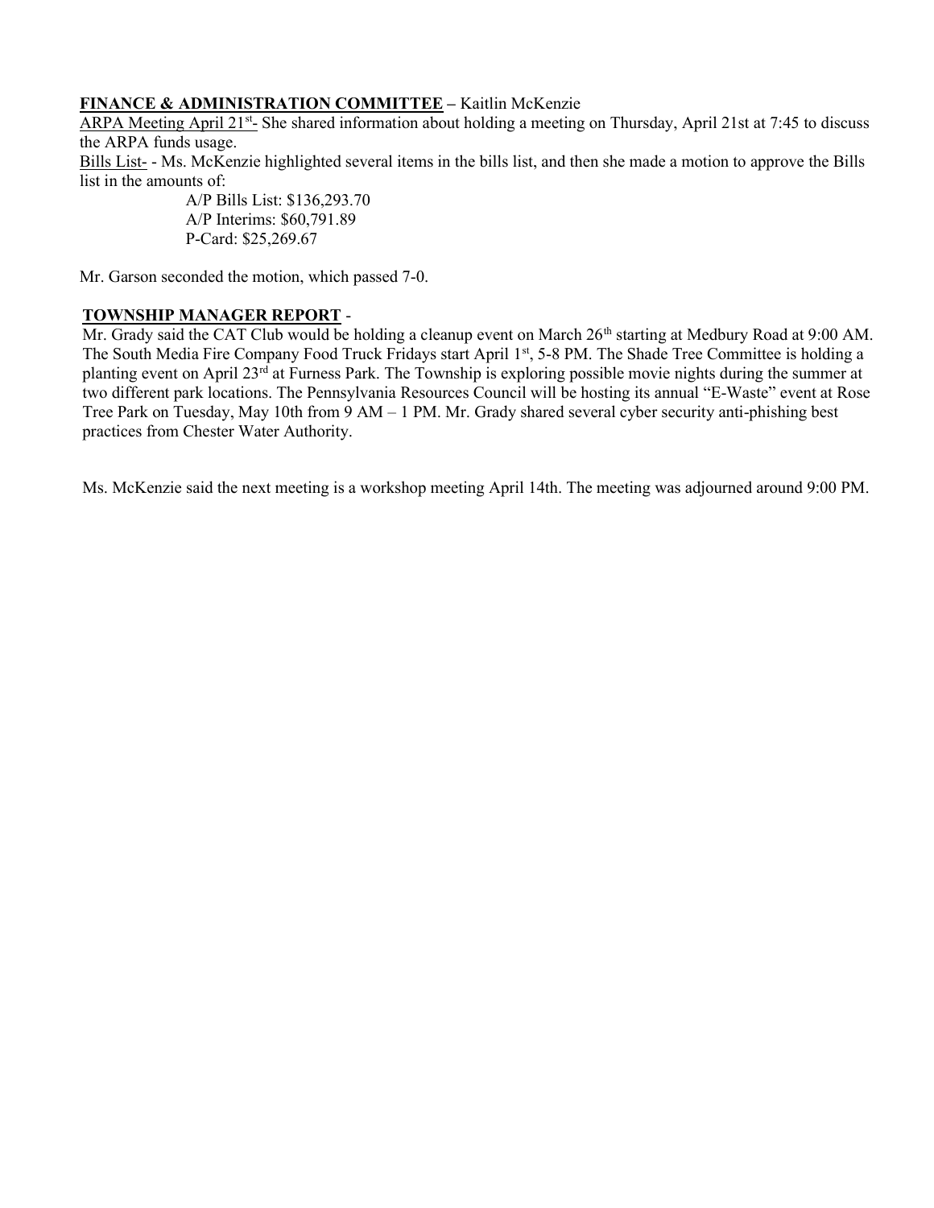**FINANCE & ADMINISTRATION COMMITTEE** – Kaitlin McKenzie

ARPA Meeting April 21st- She shared information about holding a meeting on Thursday, April 21st at 7:45 to discuss the ARPA funds usage.

Bills List- - Ms. McKenzie highlighted several items in the bills list, and then she made a motion to approve the Bills list in the amounts of:

A/P Bills List: $136,293.70
A/P Interims: $60,791.89
P-Card: $25,269.67

Mr. Garson seconded the motion, which passed 7-0.

**TOWNSHIP MANAGER REPORT** -

Mr. Grady said the CAT Club would be holding a cleanup event on March 26th starting at Medbury Road at 9:00 AM. The South Media Fire Company Food Truck Fridays start April 1st, 5-8 PM. The Shade Tree Committee is holding a planting event on April 23rd at Furness Park. The Township is exploring possible movie nights during the summer at two different park locations. The Pennsylvania Resources Council will be hosting its annual "E-Waste" event at Rose Tree Park on Tuesday, May 10th from 9 AM – 1 PM. Mr. Grady shared several cyber security anti-phishing best practices from Chester Water Authority.

Ms. McKenzie said the next meeting is a workshop meeting April 14th. The meeting was adjourned around 9:00 PM.